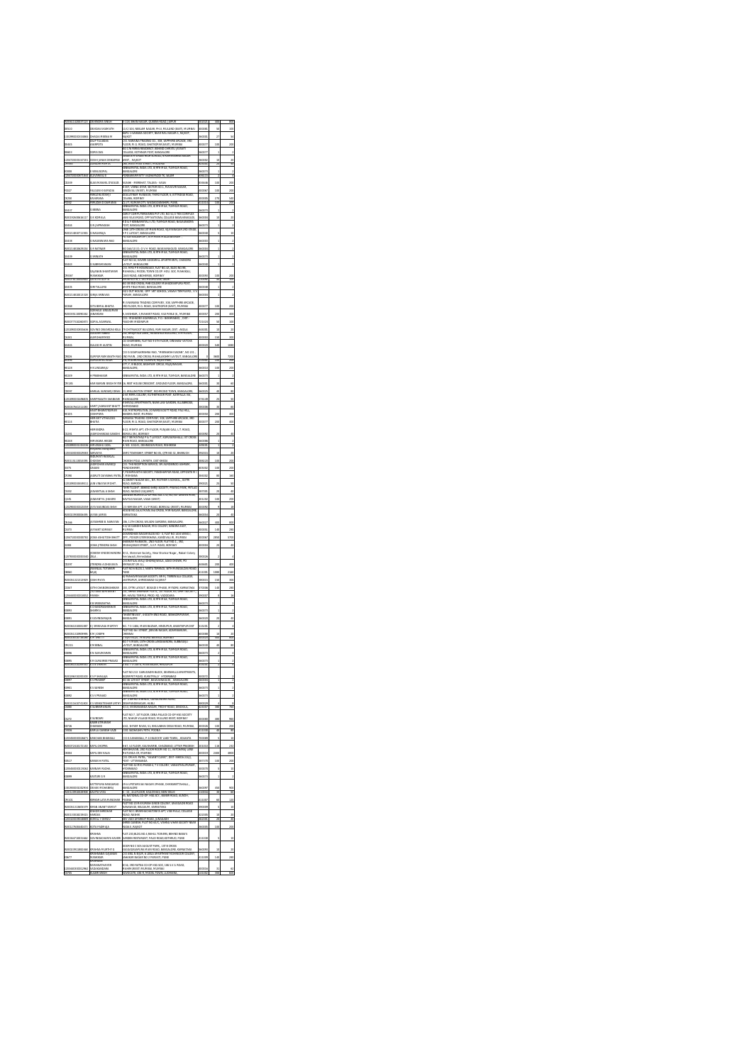| | | | | | |
|---|---|---|---|---|---|
| IN30116030071125 | ARVINDRA SINGH | C-119, MAIN NAGAR, DURBAR ROAD, JAIPUR | 302015 | 100 | 200 |
| 00520 | DEVIDAS SAMNATH | 21/C/101 ASHA NAGAR, PH-II, MULUND (EAST), MUMBAI | 400081 | 50 | 100 |
| 1203990000038883 | DHAGIA JERIBHAI M | BAPU GYANMAN SOCIETY, NEAR RAILNAGAR C, RAJKOT RAJKOT | 360001 | 27 | 54 |
| 08445 | DILIP TULSIDAS HARIPOTA | C/O. NARAINJI TRADING CO., 308, SAPPHIRE ARCADE, 3RD FLOOR, M.G. ROAD, GHATKOPAR (EAST), MUMBAI | 400077 | 100 | 200 |
| 09803 | DORIS DAS | NO 1, IN FRANK RESIDENCY, BEHIND CHRIST (JESUS) COLLEGE, KOTHNUR POST, BANGALORE | 560077 | 1 | 2 |
| 1204720000167291 | DOSHI JANAK SHANKARBHAI | AMBAVATI SHARE MARKET, RAJKOT | 360002 | 10 | 20 |
| 00888 | G SRINIVASAN | KEMBAPATTAL INDIA LTD, 8 9TH MILE, TUMKUR ROAD, BANGALORE | 560073 | 2 | 4 |
| 1201090000075163 | GEEVERAGI R | PERUMANAPATTY KADAGAI, SALEM | 636115 | 1 | 2 |
| 00249 | GUARDIAN EL D'SOUZA | NGAMI - PIRNIWAT, TALUKA - VASAI | 401201 | 100 | 200 |
| 00027 | NILESH K KAPADIA | B-903, VEENA SITAR, SECTOR NO.1, MAHAVIR NAGAR, KANDIVALI (WEST), MUMBAI | 400067 | 100 | 200 |
| 00280 | HIRALAL KOLABHAI CHAUHAN | 50, MADRAS, RAMESH, THIRD FLOOR, MUMBAI, 4 ROAD, COLABA, BOMBAY | 400005 | 270 | 540 |
| 00032 | HIRALAL D CHAUDHARI | | 421001 | 100 | 200 |
| 00437 | JOBEENA | KEMBAPATTAL INDIA LTD, 8 9TH MILE, TUMKUR ROAD, BANGALORE | 560073 | 1 | 2 |
| IN30192630616127 | J K KOTHALA | | 560043 | 10 | 20 |
| 00434 | J N J APPAIAH | | 560073 | 1 | 2 |
| IN30214810712965 | J NAGARAJA | | 560040 | 5 | 10 |
| 00438 | J NAGESWARA RAO | | 560005 | 1 | 2 |
| IN30214810029155 | J R NETTAIAH | | 560036 | 1 | 2 |
| 00439 | J S NINATH | KEMBAPATTAL INDIA LTD, 8 9TH MILE, TUMKUR ROAD, BANGALORE | 560073 | 1 | 2 |
| 00443 | K SUBRAMANIAN | | 560040 | 1 | 2 |
| 00467 | KALYANI SHANTARAM MAHADAR | | 400069 | 100 | 200 |
| 00435 | KIRIT GILANI | | 560066 | 2 | 4 |
| 00466 | KITA BIMAL BHATIA | | 400077 | 100 | 200 |
| IN30051310090162 | KOUSHALE ANAND MHASKARAN | | 400057 | 200 | 400 |
| 00080 | GOPAL AGARWAL | | 721424 | 50 | 100 |
| 1201090000058606 | GOVIND ONKARDAS KALA | | 444001 | 10 | 20 |
| 00341 | GURI DHARMESH | | 400020 | 100 | 200 |
| 00435 | GULSHER AUSTIN | | 400019 | 500 | 1000 |
| 00828 | GURUSWAMI NATH RAO | | 0 | 3600 | 7200 |
| 00133 | H K LINGARAJU | KEMBAPATTAL INDIA LTD, 8 9TH MILE, TUMKUR ROAD, BANGALORE | 560073 | 1 | 2 |
| 00139 | H PRABHAKAR | KEMBAPATTAL INDIA LTD, 8 9TH MILE, TUMKUR ROAD, BANGALORE | 560073 | 1 | 2 |
| 00185 | HARI NARAIN SINGH MYER | 18, BEST HOUSE CRESCENT, GROUND FLOOR, BANGALORE | 560030 | 30 | 60 |
| 00097 | HARILAL SURENDRAPURI | 53, WELLINGTON STREET, RICHMOND TOWN, BANGALORE | 560025 | 40 | 80 |
| 1201090000098615 | HARIPRASATH SHANKAR | | 573135 | 20 | 40 |
| IN30197410111085 | HARIT LAXMIKANT BHATT | | 390006 | 30 | 60 |
| 00101 | HASTIBHAI MADHUR ODHOPERA | | 400058 | 200 | 400 |
| 00116 | HEMANT VITHALDAS BHATIA | | 400077 | 200 | 400 |
| 00241 | HEMENDRA JAGMOHANDAS GANDHI | | 400002 | 20 | 40 |
| 00244 | HIMA PRABHAVATHI GANGADHAR | | 560086 | 1 | 2 |
| 1201090000130188 | HIRA BAHU MIRZA | | 560048 | 10 | 20 |
| 1202420000029581 | HIMANSHU BHANUDAS BANSAL | | 392015 | 10 | 20 |
| IN30123110350295 | INDUBHAI MANEKLAL CHOKSHI | | 388120 | 100 | 200 |
| 00473 | JAGDISHBHAI AMBALAL DAVE | | 380052 | 100 | 200 |
| 00296 | JASBUTI DEVKANNA PATEL | | 384002 | 40 | 80 |
| 1203990000000001 | JAIN VINAY KUMAR | | 390020 | 20 | 40 |
| 00032 | JAYANTILAL A SHAH | | 387001 | 20 | 40 |
| 00245 | JASWANTLAL J KHIMJI | | 401202 | 100 | 200 |
| 1302930000020549 | JAYA NAGENDRA SHAH | | 400092 | 10 | 20 |
| IN30023910004395 | JAYRAJ JAIPAL | | 560054 | 20 | 40 |
| 00166 | JAYASHREE B. NARAYAN | | 560027 | 400 | 800 |
| 00073 | JAYWANT SORNEY | | 400056 | 140 | 280 |
| 1204710000000782 | JEENA ASHUTOSH BHATT | | 400067 | 2850 | 5700 |
| 00489 | JEENA JITENDRA SHAH | | 400002 | 20 | 40 |
| 1207820000000563 | JIGNESH VINODCHANDRA DALAL | | 380026 | 1 | 2 |
| 00497 | JITENDRA A DHOLAKIA | | 444601 | 200 | 400 |
| 00860 | JYANLAL TOTARAM HALAI | | 410202 | 1080 | 2160 |
| IN30051312119929 | JOSHI RUTA | | 380014 | 150 | 300 |
| 00047 | JOTHI CHANDRASHEKAR | | 570008 | 140 | 280 |
| 1203600000054053 | JYOTIBA NATWARLAL PANDYA | | 390007 | 8 | 16 |
| 00884 | K B RAMANATHA | KEMBAPATTAL INDIA LTD, 8 9TH MILE, TUMKUR ROAD, BANGALORE | 560073 | 1 | 2 |
| 00893 | K CHANDRASHEKARA SHARMA | KEMBAPATTAL INDIA LTD, 8 9TH MILE, TUMKUR ROAD, BANGALORE | 560073 | 1 | 2 |
| 00891 | K GOVINDARAJAN | | 560029 | 20 | 40 |
| IN30061010081487 | K J SRINIVASA MURTHY | | 515101 | 4 | 8 |
| IN30051318009995 | K M J JOSEPH | | 600008 | 10 | 20 |
| 00134 | K P BAIJU | | 560007 | 100 | 200 |
| 00155 | K P KENAL | | 560010 | 40 | 80 |
| 00896 | K R SUNDARAM | KEMBAPATTAL INDIA LTD, 8 9TH MILE, TUMKUR ROAD, BANGALORE | 560073 | 2 | 4 |
| 00895 | K R GURUPRASAD PRASAD | KEMBAPATTAL INDIA LTD, 8 9TH MILE, TUMKUR ROAD, BANGALORE | 560073 | 1 | 2 |
| IN30039418090902 | K R K SWAMY | | 500040 | 1 | 2 |
| IN30169410000100 | K S P SHAILAJA | | 500072 | 1 | 2 |
| 00897 | K S PRASAD | | 560001 | 2 | 4 |
| 00901 | K S SURESH | KEMBAPATTAL INDIA LTD, 8 9TH MILE, TUMKUR ROAD, BANGALORE | 560073 | 1 | 2 |
| 00902 | K S V PRASAD | KEMBAPATTAL INDIA LTD, 8 9TH MILE, TUMKUR ROAD, BANGALORE | 560073 | 1 | 2 |
| IN30021410741820 | K V VENKATESHAMURTHY | | 580029 | 4 | 8 |
| 00880 | K SUBRAMANIAN | | 624007 | 380 | 760 |
| 00272 | KAILASNAPI | | 400080 | 480 | 960 |
| 00726 | KAMALA PRAKASH DHAWAN | | 400026 | 100 | 200 |
| 00806 | KAMALA GANESH VAZE | | 411030 | 30 | 60 |
| 1203450000028471 | KANCHAN BHANSALI | | 700089 | 5 | 10 |
| IN30107410133165 | KAPIL CHOPRA | | 201010 | 116 | 232 |
| 00004 | KAPIL DEV KALIA | | 400019 | 2400 | 4800 |
| 00027 | KARAN K PATEL | | 387370 | 100 | 200 |
| 1205450000119262 | KARNAM RADHA | | 500076 | 5 | 10 |
| 00899 | KASTURI G R | KEMBAPATTAL INDIA LTD, 8 9TH MILE, TUMKUR ROAD, BANGALORE | 560073 | 1 | 2 |
| 1203990000292932 | KATTEPURA RANGARAO SRIVASTHA NARAJ | | 560097 | 450 | 900 |
| IN30112716210058 | KAVITA VYAS | | 110058 | 10 | 20 |
| 00101 | KIRNAN LAXUR ANGHAM | | 415007 | 60 | 120 |
| IN30051318065379 | KIRAN ANANT SAWANT | | 590009 | 5 | 10 |
| IN30115103219315 | KISHOR SHRIDHAR HARDIKAR | | 421005 | 10 | 20 |
| 1201060000040093 | KOKILA L SHAHU | | 401202 | 25 | 50 |
| IN30112716000010 | KOTA PADMAJA | | 360005 | 100 | 200 |
| IN30364710013661 | KRISHNA GOVINDACHARYA BAVERI | | 411038 | 5 | 10 |
| IN30023910083368 | KRISHNA MURTHY D | | 560093 | 10 | 20 |
| 00677 | KRISHNARAO GAJANAN PARANJPE | | 411009 | 140 | 280 |
| 1203460000002962 | KRISHNA RAMANATHAN IYER VASANTHALAKSHMI | | 400014 | 31 | 62 |
| 00785 | KULBIR SINGH | | 141001 | 300 | 600 |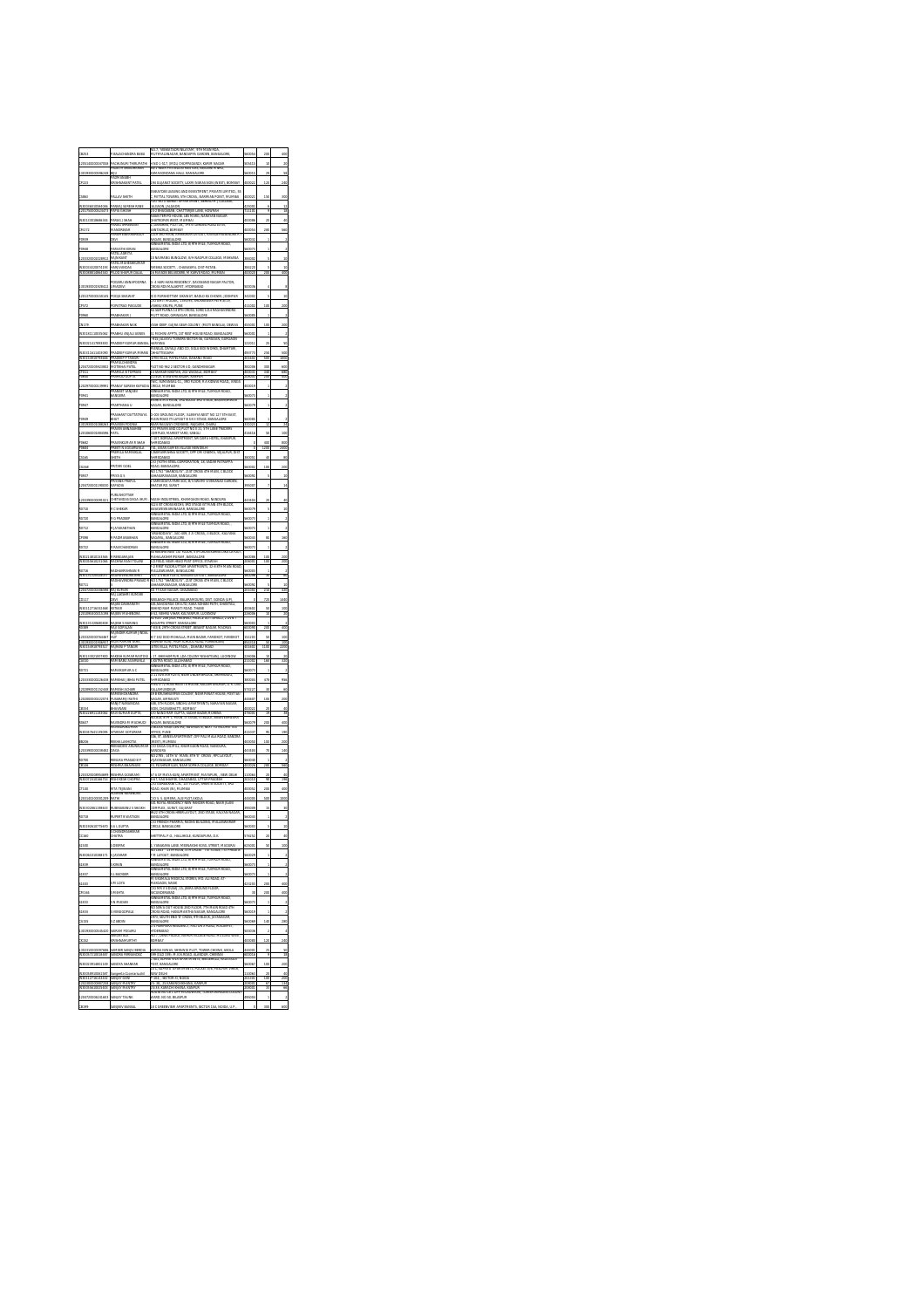| | | | | | |
|---|---|---|---|---|---|
| 28053 | PURACHANDRA BASU | NO.7, "ANNAPOORNA NILAYAM", 5TH MAIN ROAD, PUTTENAHALLI, BANGALORE | 560054 | 150 | 300 |
| 1201060000047058 | PACHUMURI THIRUPATHI | H NO 1-91-7, (MDL) CHOPPADANDI, KARIM NAGAR | 505415 | 10 | 20 |
| 1201910100096148 | PADMA MANJUNATH RAO | NO 1 NEW HOUSING BOARD COLONY, BANGALORE | 560015 | 20 | 40 |
| 29133 | PADMAWATI KRISHNAKANT PATEL | 196 GUJARAT SOCIETY, LAXMI NIWAS, BOMBAY | 400022 | 120 | 240 |
| 28868 | PALLAV SHETH | ANAGRAM LEASING AND INVESTMENT PRIVATE LIMITED, 14 C, KOTHAL TOWERS, 5TH CROSS, NARIMAN POINT, MUMBAI | 400021 | 150 | 300 |
| IN30036010046099 | PANKAJ SURESH RANE | FLAT NO 5, ISHAAN APPARTMENT, JALGAON | 425001 | 6 | 12 |
| 1201700000125273 | PAPIA SIKDAR | 413 BINODANI, CHATTERJEE LANE, HOWRAH | 711101 | 9 | 18 |
| IN30115518884643 | PARAG T SHAH | PARAS PATIL HOUSE, 185 MARG, GHATKOPAR (WEST), MUMBAI | 400086 | 20 | 40 |
| 29173 | PARAMAKANI RANGANAHAR | 7 RAMANAND SOCIETY, SANTACRUZ, BOMBAY | 400054 | 200 | 400 |
| F0839 | PARASURAMAN S DEVI | C/O KANARA SOCIETY, BANGALORE | 560032 | 1 | 2 |
| F0940 | PARVATHI KIRAN | GANGAMITRAL INDIA LTD, 8 9TH MILE, TUMKUR ROAD, BANGALORE | 560073 | 1 | 2 |
| 1203320000209511 | PATEL ASMITA RAJNIKANT | 10 NARMAD BUNGLOW, MEHSANA | 384002 | 5 | 10 |
| IN30034310076199 | PATEL BHAVESHKUMAR RAMESHBHAI | VIHAR SOCIETY, CHANASMA, PATAN | 384220 | 5 | 10 |
| IN30088818868580 | PILOO KHAPUR DALAL | 18 PASADENA, 39 KARVE ROAD, MUMBAI | 400020 | 200 | 400 |
| 1303690001929611 | POOJARU SRINAPURNA VRAGDEVI | 15 8 HARI HARA RESIDENCY, HYDERABAD | 500036 | 4 | 8 |
| 1201370000150149 | POOJA BHURAT | 11 D PURNOTTOM SADAN, BASNI, JODHPUR | 342002 | 5 | 10 |
| 29572 | POPATRAO YADUDKAR | SAI DEEP HOUSING, PUNE | 411030 | 100 | 200 |
| F0868 | PRABHAKAR J | 85 BHIMAPPA LAYOUT, BANGALORE | 560085 | 1 | 2 |
| 28279 | PRABHAKAR NAIK | OLD POLICE COLONY, BHUBANESWAR, ORISSA | 416001 | 100 | 200 |
| IN30145110055061 | PRABHU ANJALI MOHAN | 31 MOHAN APPTS, BANGALORE | 560001 | 1 | 2 |
| IN30021412999480 | PRADEEP KUMAR AGARWAL | SECTOR 56, GURGAON, HARYANA | 122011 | 20 | 40 |
| IN30154914409190 | PRADEEP KUMAR MIRANI | DHARAMPUR, DIST VALSAD | 396171 | 250 | 500 |
| IN30154915795606 | PRADEEP P CHAUDHARI | SHANTI NAGAR, MUMBAI | 401101 | 200 | 400 |
| 1201320000046863 | PRADEEP PATEL | PLOT NO 442 SECTOR 8 D, GANDHINAGAR | 382008 | 300 | 600 |
| 29564 | PRAFULLA M PATHAK | 12 SUNDAR VIHAR, SURAT | 395001 | 200 | 400 |
| 28856 | PRAMOD GUPTA | KANPUR | 208001 | 150 | 300 |
| 1202970001099961 | PRANAY SURESH KAPADIA | 4A/2, SUMANGALA, 2ND FLOOR, MUMBAI | 400019 | 1 | 2 |
| F0941 | PRASAD SANJEEV NANDIKA | GANGAMITRAL INDIA LTD, 8 9TH MILE, TUMKUR ROAD, BANGALORE | 560073 | 1 | 2 |
| F0947 | PRARTHANA U | BASAVESHWARA NAGAR, BANGALORE | 560079 | 1 | 2 |
| F0969 | PRASHANT DATTATRAYA BHAT | 6 GROUND FLOOR, BANGALORE | 560085 | 1 | 2 |
| 1201090000186563 | PRASHANTH POONJA | KALYAN NAGAR, MANGALORE | 575007 | 12 | 24 |
| 1201060001958498 | PRAVIN DINKARBHAI PATIL | C/O PRAVIN AND CO, MIRAJ | 416416 | 50 | 100 |
| F0862 | PRAVINKUMAR R SHAH | AHMEDABAD | 0 | 400 | 800 |
| F0866 | PREETI N AGGARWAL | NEW DELHI | 0 | 1250 | 2500 |
| 29165 | PREMILA NARMADA SHETH | AHMEDABAD | 380001 | 40 | 80 |
| 28346 | PRITAM GOEL | ROAD, BANGALORE | 560032 | 100 | 200 |
| F0827 | PROJ S | BANGALORE | 560050 | 5 | 10 |
| 1203350001190830 | PRIYANK PRAFUL KAPADIA | SURAT | 395007 | 7 | 14 |
| 1201090000081321 | PURUSHOTTAM CHINTAMAN DADA | KHAMGAON ROAD, NANDURA | 443404 | 20 | 40 |
| F0718 | R C SHEKAR | BANGALORE | 560079 | 5 | 10 |
| F0726 | R G PRADEEP | GANGAMITRAL INDIA LTD, TUMKUR ROAD, BANGALORE | 560073 | 1 | 2 |
| F0712 | R JAYAKANTHAN | GANGAMITRAL INDIA LTD, TUMKUR ROAD, BANGALORE | 560073 | 1 | 2 |
| 29368 | R PADMANABHAN | KASTURI NAGAR, BANGALORE | 560043 | 80 | 160 |
| F0722 | R RAVICHANDRAN | GANGAMITRAL INDIA LTD, TUMKUR ROAD, BANGALORE | 560073 | 1 | 2 |
| IN30214810231581 | R RANGARAJAN | BANGALORE | 560098 | 120 | 240 |
| IN30169610272506 | RACHNA RANI TELANG | BHILAI | 490006 | 1 | 2 |
| F0738 | RADHAKRISHNAN R | MALLESWARAM, BANGALORE | 560003 | 1 | 2 |
| IN30154918928937 | RADHAKRISHNAN PAI | MUMBAI | 400098 | 20 | 40 |
| F0721 | RAGHAVENDRA PRASAD R | BANGALORE | 560092 | 5 | 10 |
| 1201320000389096 | RAJ KUMAR | GHAZIABAD | 201002 | 20 | 40 |
| 28127 | RAJ LAKSHMI KUMARI DEVI | MALAKAR PALACE, BALARAMPUR | 0 | 720 | 1440 |
| IN30112716332049 | RAJANI KAMLAKANTH RATHAN | PATIL STREET, THANE | 400602 | 50 | 100 |
| 1201060000135395 | RAJEEV M VAKHARIA | LUCKNOW | 226008 | 30 | 60 |
| IN30113526880836 | RAJESH S SHARMA | BANGALORE | 560003 | 1 | 2 |
| 29083 | RAJESWARI | MADRAS | 600040 | 200 | 400 |
| 1203320000766667 | RAJKUMAR KUMAR JINDAL HUF | FARIDKOT | 151203 | 50 | 100 |
| 1201320000184931 | RAJKUMAR KUMAR | FEROZPUR | 152123 | 10 | 20 |
| IN30115518756747 | RAJNEESH P THAKUR | MUMBAI | 400092 | 1000 | 2000 |
| IN30115615074000 | RAKESH KUMAR RASTOGI | LUCKNOW | 226006 | 10 | 20 |
| 28510 | RAM BABU AGARWALA | ALLAHABAD | 211002 | 160 | 320 |
| F0721 | RAMAKUMAR A C | GANGAMITRAL INDIA LTD, TUMKUR ROAD, BANGALORE | 560073 | 1 | 2 |
| 1203330000126430 | RAMANLAL JIBHAI PATEL | AHMEDABAD | 380006 | 470 | 940 |
| 1202890001152469 | RAMESH ACHARI | HALLI, KARKALA | 576117 | 30 | 60 |
| 1202000000220074 | RAMESHCHANDRA PUNAMCHAND RATHI | NAGAR, SIRPUR | 444607 | 100 | 200 |
| 28324 | RAMJI PREMSINGH BHAVNANI | BOMBAY | 400002 | 20 | 40 |
| IN30114811183242 | RANAVEER GUPTA | HOWRAH | 711104 | 5 | 10 |
| F0847 | RAVINDRA M MARKALI | BASAVESHWARA NAGAR, BANGALORE | 560079 | 200 | 400 |
| IN30007910019396 | REVAPPA RAMAPPA GOTIANKAR | PUNE | 411037 | 90 | 180 |
| 28306 | RISHAL LAKHOTIA | MUMBAI | 400050 | 100 | 200 |
| 1203990000048682 | RISHABHDEV ARVINDKUMAR SHAH | NANDURA | 443404 | 70 | 140 |
| F0790 | RISHIRAJ PRASAD R P | VIJAYANAGAR, BANGALORE | 560040 | 1 | 2 |
| 28326 | RISHIRAJ BAGMAR | BOMBAY | 400026 | 200 | 400 |
| 1203320000956899 | RISHIRAJ GOSWAMI | NEW DELHI | 110064 | 20 | 40 |
| IN30210510188750 | RISHI RAM CHOPRA | GHAZIABAD, UTTAR PRADESH | 201010 | 90 | 180 |
| 27180 | RITA TEJWANI | BOMBAY | 400052 | 200 | 400 |
| 1203140000001209 | RITESH SURENDRA RATHI | AKOLA | 444001 | 500 | 1000 |
| IN30039611399999 | RUBINAMAN S SHAIKH | SURAT, GUJARAT | 395009 | 15 | 30 |
| F0718 | RUPARTI B VASTNON | BANGALORE | 560050 | 1 | 2 |
| IN30192610776670 | S & L GUPTA | BANGALORE | 560003 | 4 | 8 |
| 22160 | S CHANDRASHEKAR SHETTY | HATTIPALLI P O, KUNDAPURA, D.K. | 576232 | 20 | 40 |
| 01100 | S DEEPAK | MADURAI | 625001 | 50 | 100 |
| IN30214810083171 | S JAYARAM | 7TH LAYOUT, BANGALORE | 560029 | 1 | 2 |
| 02039 | S KIRAN | GANGAMITRAL INDIA LTD, TUMKUR ROAD, BANGALORE | 560073 | 1 | 2 |
| 02037 | S L SHEKHAR | GANGAMITRAL INDIA LTD, TUMKUR ROAD, BANGALORE | 560073 | 1 | 2 |
| 04030 | S M LOYA | MALEGAON, NASIK | 423203 | 200 | 400 |
| 29144 | S MEHTA | SECUNDERABAD | 50 | 200 | 400 |
| 02433 | S N PADMA | GANGAMITRAL INDIA LTD, TUMKUR ROAD, BANGALORE | 560073 | 1 | 2 |
| 02456 | S SRINIGOPALA | HANUMANTHA NAGAR, BANGALORE | 560019 | 1 | 2 |
| 26130 | S Z ABIDIN | JAYANAGAR, BANGALORE | 560069 | 140 | 280 |
| 1301930000106420 | SADHAM POOJARU | HYDERABAD | 500036 | 2 | 4 |
| 26252 | SADHANA KRISHNAMURTHY | BOMBAY | 400080 | 120 | 240 |
| 1302310000097686 | SAFFEER MIYAH BERCHA | AKOLA | 444001 | 25 | 50 |
| IN30021413808467 | SANDRA FERNANDEZ | CHENNAI | 600014 | 5 | 10 |
| IN30023910002189 | SANDYA NAGARAJ | ROAD, BANGALORE | 560047 | 100 | 200 |
| IN30036020062187 | Sangeeta Commercial Ltd | NEW DELHI | 110060 | 20 | 40 |
| IN30112716033532 | SANJAY DANI | NOIDA | 201301 | 100 | 200 |
| 1201060002001169 | SANJAY MAURYA | KANPUR | 208001 | 25 | 50 |
| IN30039418528109 | SANJAY MAURYA | KANPUR | 208001 | 25 | 50 |
| 1203320006340833 | SANJAY TALWAR | BILASPUR | 495001 | 1 | 2 |
| 28399 | SANJEEV BANSAL | 18 C GREEN INN APARTMENTS, SECTOR 106, NOIDA, U.P. | 0 | 300 | 600 |